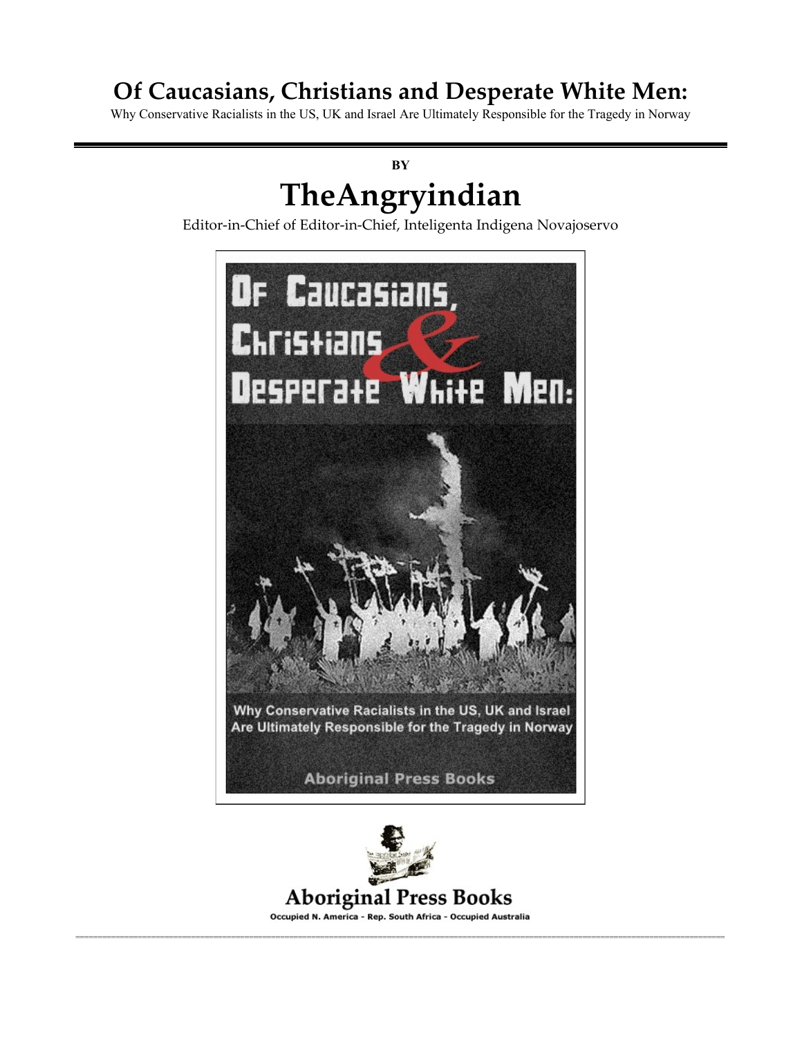# Of Caucasians, Christians and Desperate White Men:

Why Conservative Racialists in the US, UK and Israel Are Ultimately Responsible for the Tragedy in Norway

---

**BY**

## TheAngryindian

Editor-in-Chief of Editor-in-Chief, Inteligenta Indigena Novajoservo

Of Caucasians, Christians & Desperate White Men:

Why Conservative Racialists in the US, UK and Israel Are Ultimately Responsible for the Tragedy in Norway

Aboriginal Press Books

**Aboriginal Press Books**

Occupied N. America - Rep. South Africa - Occupied Australia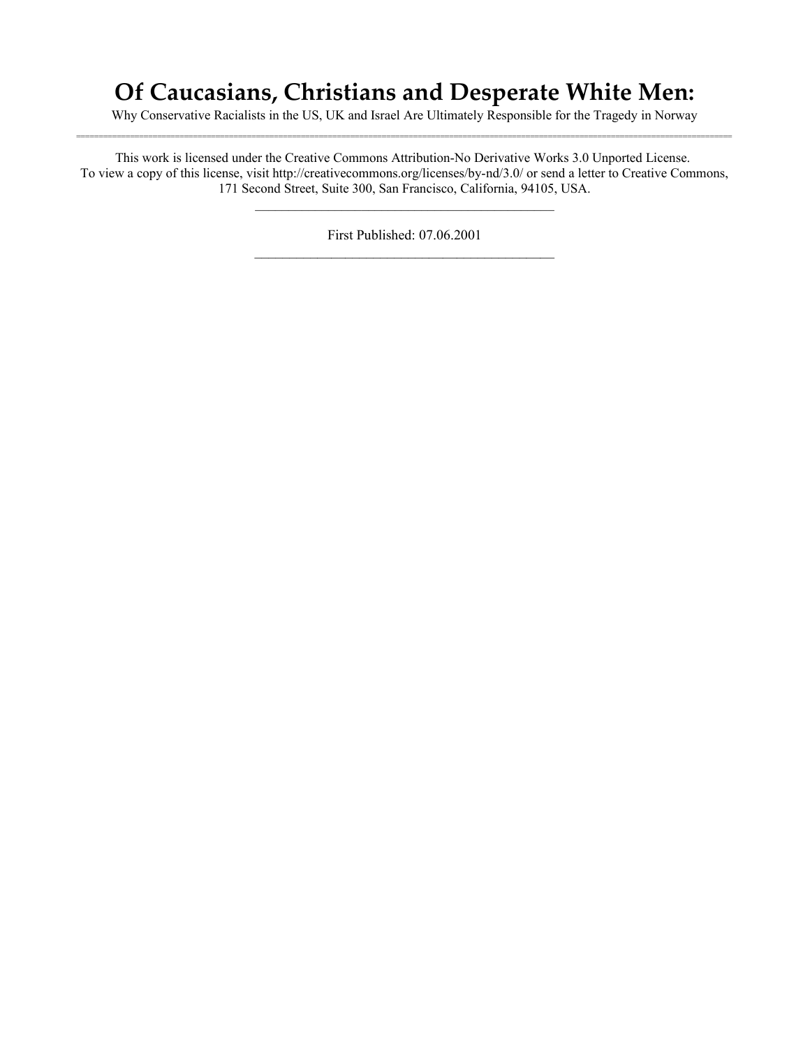# Of Caucasians, Christians and Desperate White Men:

Why Conservative Racialists in the US, UK and Israel Are Ultimately Responsible for the Tragedy in Norway

---

This work is licensed under the Creative Commons Attribution-No Derivative Works 3.0 Unported License.
To view a copy of this license, visit http://creativecommons.org/licenses/by-nd/3.0/ or send a letter to Creative Commons, 171 Second Street, Suite 300, San Francisco, California, 94105, USA.

---

First Published: 07.06.2001

---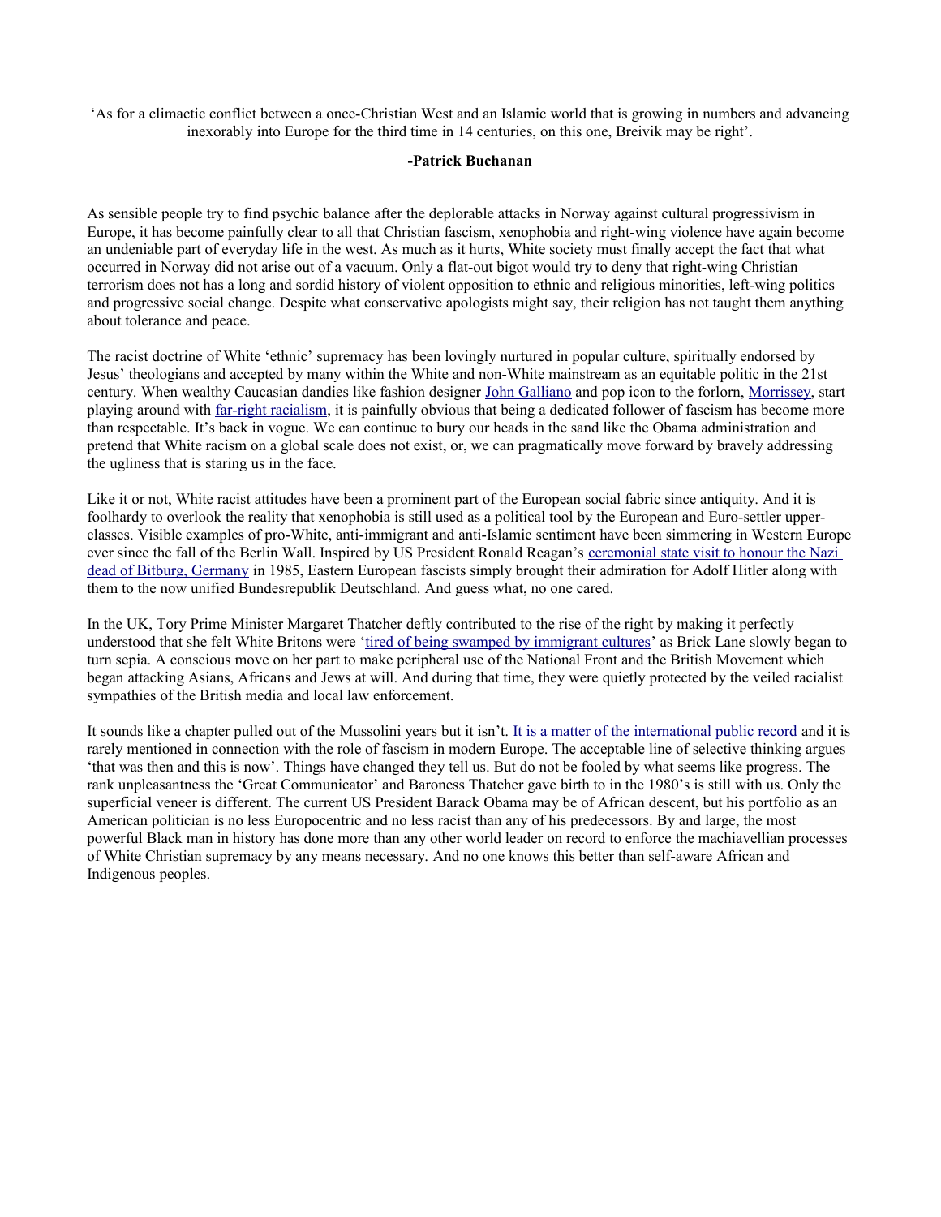'As for a climactic conflict between a once-Christian West and an Islamic world that is growing in numbers and advancing inexorably into Europe for the third time in 14 centuries, on this one, Breivik may be right'.

**-Patrick Buchanan**

As sensible people try to find psychic balance after the deplorable attacks in Norway against cultural progressivism in Europe, it has become painfully clear to all that Christian fascism, xenophobia and right-wing violence have again become an undeniable part of everyday life in the west. As much as it hurts, White society must finally accept the fact that what occurred in Norway did not arise out of a vacuum. Only a flat-out bigot would try to deny that right-wing Christian terrorism does not has a long and sordid history of violent opposition to ethnic and religious minorities, left-wing politics and progressive social change. Despite what conservative apologists might say, their religion has not taught them anything about tolerance and peace.

The racist doctrine of White 'ethnic' supremacy has been lovingly nurtured in popular culture, spiritually endorsed by Jesus' theologians and accepted by many within the White and non-White mainstream as an equitable politic in the 21st century. When wealthy Caucasian dandies like fashion designer John Galliano and pop icon to the forlorn, Morrissey, start playing around with far-right racialism, it is painfully obvious that being a dedicated follower of fascism has become more than respectable. It's back in vogue. We can continue to bury our heads in the sand like the Obama administration and pretend that White racism on a global scale does not exist, or, we can pragmatically move forward by bravely addressing the ugliness that is staring us in the face.

Like it or not, White racist attitudes have been a prominent part of the European social fabric since antiquity. And it is foolhardy to overlook the reality that xenophobia is still used as a political tool by the European and Euro-settler upper-classes. Visible examples of pro-White, anti-immigrant and anti-Islamic sentiment have been simmering in Western Europe ever since the fall of the Berlin Wall. Inspired by US President Ronald Reagan's ceremonial state visit to honour the Nazi dead of Bitburg, Germany in 1985, Eastern European fascists simply brought their admiration for Adolf Hitler along with them to the now unified Bundesrepublik Deutschland. And guess what, no one cared.

In the UK, Tory Prime Minister Margaret Thatcher deftly contributed to the rise of the right by making it perfectly understood that she felt White Britons were 'tired of being swamped by immigrant cultures' as Brick Lane slowly began to turn sepia. A conscious move on her part to make peripheral use of the National Front and the British Movement which began attacking Asians, Africans and Jews at will. And during that time, they were quietly protected by the veiled racialist sympathies of the British media and local law enforcement.

It sounds like a chapter pulled out of the Mussolini years but it isn't. It is a matter of the international public record and it is rarely mentioned in connection with the role of fascism in modern Europe. The acceptable line of selective thinking argues 'that was then and this is now'. Things have changed they tell us. But do not be fooled by what seems like progress. The rank unpleasantness the 'Great Communicator' and Baroness Thatcher gave birth to in the 1980's is still with us. Only the superficial veneer is different. The current US President Barack Obama may be of African descent, but his portfolio as an American politician is no less Eurocentric and no less racist than any of his predecessors. By and large, the most powerful Black man in history has done more than any other world leader on record to enforce the machiavellian processes of White Christian supremacy by any means necessary. And no one knows this better than self-aware African and Indigenous peoples.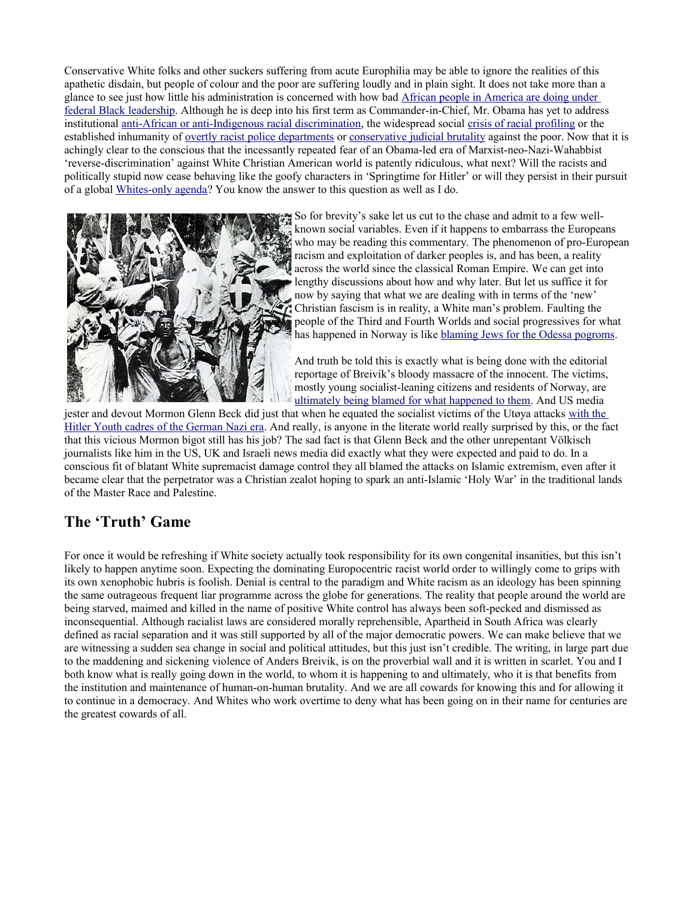Conservative White folks and other suckers suffering from acute Europhilia may be able to ignore the realities of this apathetic disdain, but people of colour and the poor are suffering loudly and in plain sight. It does not take more than a glance to see just how little his administration is concerned with how bad African people in America are doing under federal Black leadership. Although he is deep into his first term as Commander-in-Chief, Mr. Obama has yet to address institutional anti-African or anti-Indigenous racial discrimination, the widespread social crisis of racial profiling or the established inhumanity of overtly racist police departments or conservative judicial brutality against the poor. Now that it is achingly clear to the conscious that the incessantly repeated fear of an Obama-led era of Marxist-neo-Nazi-Wahabbist 'reverse-discrimination' against White Christian American world is patently ridiculous, what next? Will the racists and politically stupid now cease behaving like the goofy characters in 'Springtime for Hitler' or will they persist in their pursuit of a global Whites-only agenda? You know the answer to this question as well as I do.

So for brevity's sake let us cut to the chase and admit to a few well-known social variables. Even if it happens to embarrass the Europeans who may be reading this commentary. The phenomenon of pro-European racism and exploitation of darker peoples is, and has been, a reality across the world since the classical Roman Empire. We can get into lengthy discussions about how and why later. But let us suffice it for now by saying that what we are dealing with in terms of the 'new' Christian fascism is in reality, a White man's problem. Faulting the people of the Third and Fourth Worlds and social progressives for what has happened in Norway is like blaming Jews for the Odessa pogroms.

And truth be told this is exactly what is being done with the editorial reportage of Breivik's bloody massacre of the innocent. The victims, mostly young socialist-leaning citizens and residents of Norway, are ultimately being blamed for what happened to them. And US media jester and devout Mormon Glenn Beck did just that when he equated the socialist victims of the Utøya attacks with the Hitler Youth cadres of the German Nazi era. And really, is anyone in the literate world really surprised by this, or the fact that this vicious Mormon bigot still has his job? The sad fact is that Glenn Beck and the other unrepentant Völkisch journalists like him in the US, UK and Israeli news media did exactly what they were expected and paid to do. In a conscious fit of blatant White supremacist damage control they all blamed the attacks on Islamic extremism, even after it became clear that the perpetrator was a Christian zealot hoping to spark an anti-Islamic 'Holy War' in the traditional lands of the Master Race and Palestine.

## The 'Truth' Game

For once it would be refreshing if White society actually took responsibility for its own congenital insanities, but this isn't likely to happen anytime soon. Expecting the dominating Europocentric racist world order to willingly come to grips with its own xenophobic hubris is foolish. Denial is central to the paradigm and White racism as an ideology has been spinning the same outrageous frequent liar programme across the globe for generations. The reality that people around the world are being starved, maimed and killed in the name of positive White control has always been soft-pecked and dismissed as inconsequential. Although racialist laws are considered morally reprehensible, Apartheid in South Africa was clearly defined as racial separation and it was still supported by all of the major democratic powers. We can make believe that we are witnessing a sudden sea change in social and political attitudes, but this just isn't credible. The writing, in large part due to the maddening and sickening violence of Anders Breivik, is on the proverbial wall and it is written in scarlet. You and I both know what is really going down in the world, to whom it is happening to and ultimately, who it is that benefits from the institution and maintenance of human-on-human brutality. And we are all cowards for knowing this and for allowing it to continue in a democracy. And Whites who work overtime to deny what has been going on in their name for centuries are the greatest cowards of all.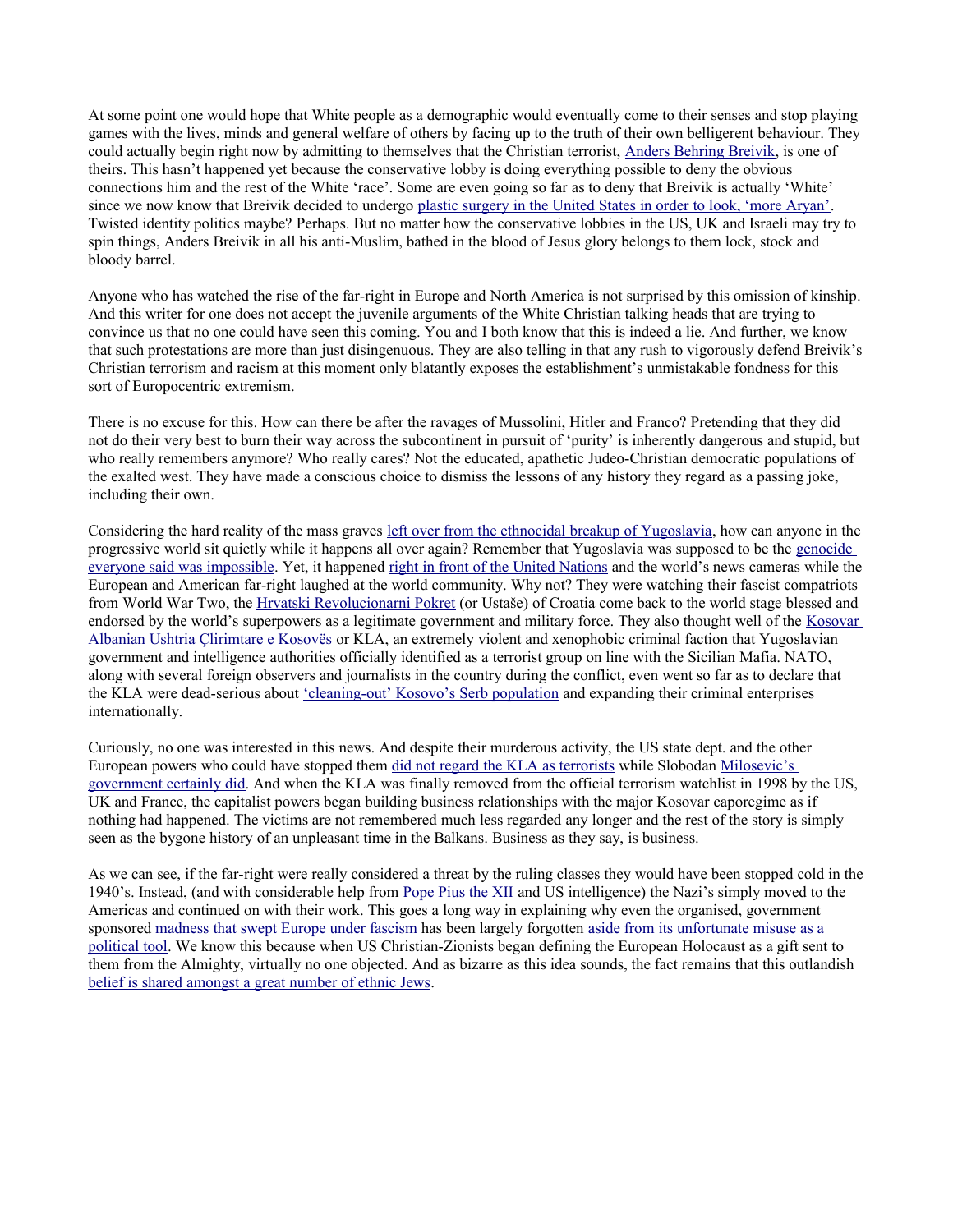At some point one would hope that White people as a demographic would eventually come to their senses and stop playing games with the lives, minds and general welfare of others by facing up to the truth of their own belligerent behaviour. They could actually begin right now by admitting to themselves that the Christian terrorist, Anders Behring Breivik, is one of theirs. This hasn't happened yet because the conservative lobby is doing everything possible to deny the obvious connections him and the rest of the White 'race'. Some are even going so far as to deny that Breivik is actually 'White' since we now know that Breivik decided to undergo plastic surgery in the United States in order to look, 'more Aryan'. Twisted identity politics maybe? Perhaps. But no matter how the conservative lobbies in the US, UK and Israeli may try to spin things, Anders Breivik in all his anti-Muslim, bathed in the blood of Jesus glory belongs to them lock, stock and bloody barrel.

Anyone who has watched the rise of the far-right in Europe and North America is not surprised by this omission of kinship. And this writer for one does not accept the juvenile arguments of the White Christian talking heads that are trying to convince us that no one could have seen this coming. You and I both know that this is indeed a lie. And further, we know that such protestations are more than just disingenuous. They are also telling in that any rush to vigorously defend Breivik's Christian terrorism and racism at this moment only blatantly exposes the establishment's unmistakable fondness for this sort of Europocentric extremism.

There is no excuse for this. How can there be after the ravages of Mussolini, Hitler and Franco? Pretending that they did not do their very best to burn their way across the subcontinent in pursuit of 'purity' is inherently dangerous and stupid, but who really remembers anymore? Who really cares? Not the educated, apathetic Judeo-Christian democratic populations of the exalted west. They have made a conscious choice to dismiss the lessons of any history they regard as a passing joke, including their own.

Considering the hard reality of the mass graves left over from the ethnocidal breakup of Yugoslavia, how can anyone in the progressive world sit quietly while it happens all over again? Remember that Yugoslavia was supposed to be the genocide everyone said was impossible. Yet, it happened right in front of the United Nations and the world's news cameras while the European and American far-right laughed at the world community. Why not? They were watching their fascist compatriots from World War Two, the Hrvatski Revolucionarni Pokret (or Ustaše) of Croatia come back to the world stage blessed and endorsed by the world's superpowers as a legitimate government and military force. They also thought well of the Kosovar Albanian Ushtria Çlirimtare e Kosovës or KLA, an extremely violent and xenophobic criminal faction that Yugoslavian government and intelligence authorities officially identified as a terrorist group on line with the Sicilian Mafia. NATO, along with several foreign observers and journalists in the country during the conflict, even went so far as to declare that the KLA were dead-serious about 'cleaning-out' Kosovo's Serb population and expanding their criminal enterprises internationally.

Curiously, no one was interested in this news. And despite their murderous activity, the US state dept. and the other European powers who could have stopped them did not regard the KLA as terrorists while Slobodan Milosevic's government certainly did. And when the KLA was finally removed from the official terrorism watchlist in 1998 by the US, UK and France, the capitalist powers began building business relationships with the major Kosovar caporegime as if nothing had happened. The victims are not remembered much less regarded any longer and the rest of the story is simply seen as the bygone history of an unpleasant time in the Balkans. Business as they say, is business.

As we can see, if the far-right were really considered a threat by the ruling classes they would have been stopped cold in the 1940's. Instead, (and with considerable help from Pope Pius the XII and US intelligence) the Nazi's simply moved to the Americas and continued on with their work. This goes a long way in explaining why even the organised, government sponsored madness that swept Europe under fascism has been largely forgotten aside from its unfortunate misuse as a political tool. We know this because when US Christian-Zionists began defining the European Holocaust as a gift sent to them from the Almighty, virtually no one objected. And as bizarre as this idea sounds, the fact remains that this outlandish belief is shared amongst a great number of ethnic Jews.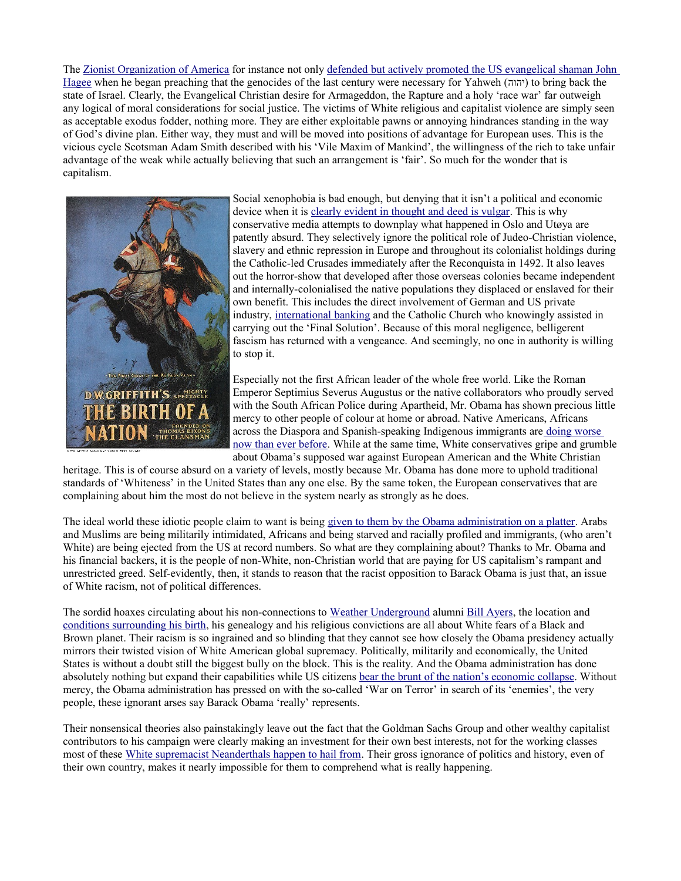The Zionist Organization of America for instance not only defended but actively promoted the US evangelical shaman John Hagee when he began preaching that the genocides of the last century were necessary for Yahweh (יהוה) to bring back the state of Israel. Clearly, the Evangelical Christian desire for Armageddon, the Rapture and a holy 'race war' far outweigh any logical of moral considerations for social justice. The victims of White religious and capitalist violence are simply seen as acceptable exodus fodder, nothing more. They are either exploitable pawns or annoying hindrances standing in the way of God's divine plan. Either way, they must and will be moved into positions of advantage for European uses. This is the vicious cycle Scotsman Adam Smith described with his 'Vile Maxim of Mankind', the willingness of the rich to take unfair advantage of the weak while actually believing that such an arrangement is 'fair'. So much for the wonder that is capitalism.

Social xenophobia is bad enough, but denying that it isn't a political and economic device when it is clearly evident in thought and deed is vulgar. This is why conservative media attempts to downplay what happened in Oslo and Utøya are patently absurd. They selectively ignore the political role of Judeo-Christian violence, slavery and ethnic repression in Europe and throughout its colonialist holdings during the Catholic-led Crusades immediately after the Reconquista in 1492. It also leaves out the horror-show that developed after those overseas colonies became independent and internally-colonialised the native populations they displaced or enslaved for their own benefit. This includes the direct involvement of German and US private industry, international banking and the Catholic Church who knowingly assisted in carrying out the 'Final Solution'. Because of this moral negligence, belligerent fascism has returned with a vengeance. And seemingly, no one in authority is willing to stop it.

Especially not the first African leader of the whole free world. Like the Roman Emperor Septimius Severus Augustus or the native collaborators who proudly served with the South African Police during Apartheid, Mr. Obama has shown precious little mercy to other people of colour at home or abroad. Native Americans, Africans across the Diaspora and Spanish-speaking Indigenous immigrants are doing worse now than ever before. While at the same time, White conservatives gripe and grumble about Obama's supposed war against European American and the White Christian heritage. This is of course absurd on a variety of levels, mostly because Mr. Obama has done more to uphold traditional standards of 'Whiteness' in the United States than any one else. By the same token, the European conservatives that are complaining about him the most do not believe in the system nearly as strongly as he does.

The ideal world these idiotic people claim to want is being given to them by the Obama administration on a platter. Arabs and Muslims are being militarily intimidated, Africans and being starved and racially profiled and immigrants, (who aren't White) are being ejected from the US at record numbers. So what are they complaining about? Thanks to Mr. Obama and his financial backers, it is the people of non-White, non-Christian world that are paying for US capitalism's rampant and unrestricted greed. Self-evidently, then, it stands to reason that the racist opposition to Barack Obama is just that, an issue of White racism, not of political differences.

The sordid hoaxes circulating about his non-connections to Weather Underground alumni Bill Ayers, the location and conditions surrounding his birth, his genealogy and his religious convictions are all about White fears of a Black and Brown planet. Their racism is so ingrained and so blinding that they cannot see how closely the Obama presidency actually mirrors their twisted vision of White American global supremacy. Politically, militarily and economically, the United States is without a doubt still the biggest bully on the block. This is the reality. And the Obama administration has done absolutely nothing but expand their capabilities while US citizens bear the brunt of the nation's economic collapse. Without mercy, the Obama administration has pressed on with the so-called 'War on Terror' in search of its 'enemies', the very people, these ignorant arses say Barack Obama 'really' represents.

Their nonsensical theories also painstakingly leave out the fact that the Goldman Sachs Group and other wealthy capitalist contributors to his campaign were clearly making an investment for their own best interests, not for the working classes most of these White supremacist Neanderthals happen to hail from. Their gross ignorance of politics and history, even of their own country, makes it nearly impossible for them to comprehend what is really happening.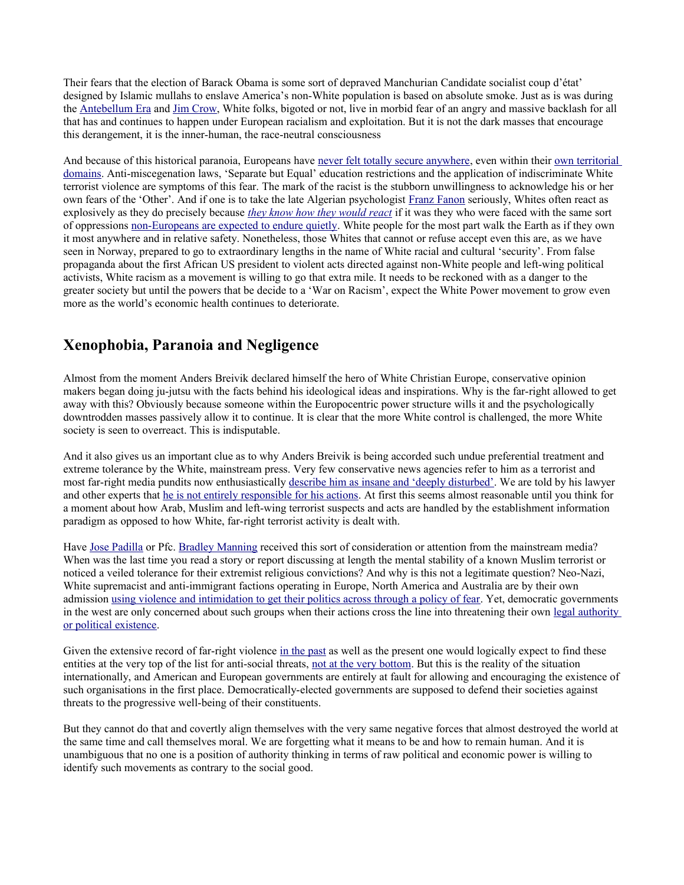Their fears that the election of Barack Obama is some sort of depraved Manchurian Candidate socialist coup d'état' designed by Islamic mullahs to enslave America's non-White population is based on absolute smoke. Just as is was during the Antebellum Era and Jim Crow, White folks, bigoted or not, live in morbid fear of an angry and massive backlash for all that has and continues to happen under European racialism and exploitation. But it is not the dark masses that encourage this derangement, it is the inner-human, the race-neutral consciousness

And because of this historical paranoia, Europeans have never felt totally secure anywhere, even within their own territorial domains. Anti-miscegenation laws, 'Separate but Equal' education restrictions and the application of indiscriminate White terrorist violence are symptoms of this fear. The mark of the racist is the stubborn unwillingness to acknowledge his or her own fears of the 'Other'. And if one is to take the late Algerian psychologist Franz Fanon seriously, Whites often react as explosively as they do precisely because *they know how they would react* if it was they who were faced with the same sort of oppressions non-Europeans are expected to endure quietly. White people for the most part walk the Earth as if they own it most anywhere and in relative safety. Nonetheless, those Whites that cannot or refuse accept even this are, as we have seen in Norway, prepared to go to extraordinary lengths in the name of White racial and cultural 'security'. From false propaganda about the first African US president to violent acts directed against non-White people and left-wing political activists, White racism as a movement is willing to go that extra mile. It needs to be reckoned with as a danger to the greater society but until the powers that be decide to a 'War on Racism', expect the White Power movement to grow even more as the world's economic health continues to deteriorate.

## Xenophobia, Paranoia and Negligence

Almost from the moment Anders Breivik declared himself the hero of White Christian Europe, conservative opinion makers began doing ju-jutsu with the facts behind his ideological ideas and inspirations. Why is the far-right allowed to get away with this? Obviously because someone within the Europocentric power structure wills it and the psychologically downtrodden masses passively allow it to continue. It is clear that the more White control is challenged, the more White society is seen to overreact. This is indisputable.

And it also gives us an important clue as to why Anders Breivik is being accorded such undue preferential treatment and extreme tolerance by the White, mainstream press. Very few conservative news agencies refer to him as a terrorist and most far-right media pundits now enthusiastically describe him as insane and 'deeply disturbed'. We are told by his lawyer and other experts that he is not entirely responsible for his actions. At first this seems almost reasonable until you think for a moment about how Arab, Muslim and left-wing terrorist suspects and acts are handled by the establishment information paradigm as opposed to how White, far-right terrorist activity is dealt with.

Have Jose Padilla or Pfc. Bradley Manning received this sort of consideration or attention from the mainstream media? When was the last time you read a story or report discussing at length the mental stability of a known Muslim terrorist or noticed a veiled tolerance for their extremist religious convictions? And why is this not a legitimate question? Neo-Nazi, White supremacist and anti-immigrant factions operating in Europe, North America and Australia are by their own admission using violence and intimidation to get their politics across through a policy of fear. Yet, democratic governments in the west are only concerned about such groups when their actions cross the line into threatening their own legal authority or political existence.

Given the extensive record of far-right violence in the past as well as the present one would logically expect to find these entities at the very top of the list for anti-social threats, not at the very bottom. But this is the reality of the situation internationally, and American and European governments are entirely at fault for allowing and encouraging the existence of such organisations in the first place. Democratically-elected governments are supposed to defend their societies against threats to the progressive well-being of their constituents.

But they cannot do that and covertly align themselves with the very same negative forces that almost destroyed the world at the same time and call themselves moral. We are forgetting what it means to be and how to remain human. And it is unambiguous that no one is a position of authority thinking in terms of raw political and economic power is willing to identify such movements as contrary to the social good.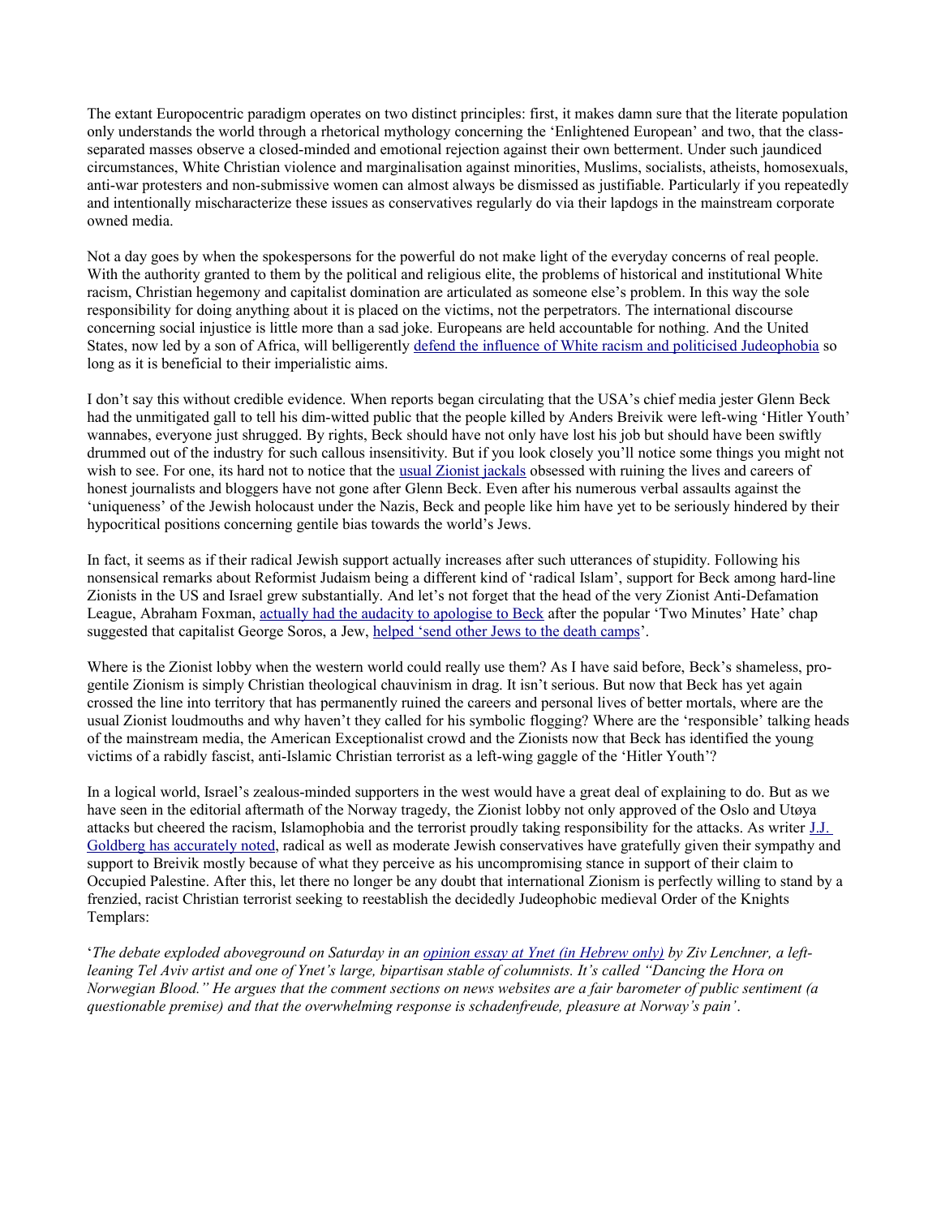The extant Europocentric paradigm operates on two distinct principles: first, it makes damn sure that the literate population only understands the world through a rhetorical mythology concerning the 'Enlightened European' and two, that the class-separated masses observe a closed-minded and emotional rejection against their own betterment. Under such jaundiced circumstances, White Christian violence and marginalisation against minorities, Muslims, socialists, atheists, homosexuals, anti-war protesters and non-submissive women can almost always be dismissed as justifiable. Particularly if you repeatedly and intentionally mischaracterize these issues as conservatives regularly do via their lapdogs in the mainstream corporate owned media.

Not a day goes by when the spokespersons for the powerful do not make light of the everyday concerns of real people. With the authority granted to them by the political and religious elite, the problems of historical and institutional White racism, Christian hegemony and capitalist domination are articulated as someone else's problem. In this way the sole responsibility for doing anything about it is placed on the victims, not the perpetrators. The international discourse concerning social injustice is little more than a sad joke. Europeans are held accountable for nothing. And the United States, now led by a son of Africa, will belligerently defend the influence of White racism and politicised Judeophobia so long as it is beneficial to their imperialistic aims.

I don't say this without credible evidence. When reports began circulating that the USA's chief media jester Glenn Beck had the unmitigated gall to tell his dim-witted public that the people killed by Anders Breivik were left-wing 'Hitler Youth' wannabes, everyone just shrugged. By rights, Beck should have not only have lost his job but should have been swiftly drummed out of the industry for such callous insensitivity. But if you look closely you'll notice some things you might not wish to see. For one, its hard not to notice that the usual Zionist jackals obsessed with ruining the lives and careers of honest journalists and bloggers have not gone after Glenn Beck. Even after his numerous verbal assaults against the 'uniqueness' of the Jewish holocaust under the Nazis, Beck and people like him have yet to be seriously hindered by their hypocritical positions concerning gentile bias towards the world's Jews.

In fact, it seems as if their radical Jewish support actually increases after such utterances of stupidity. Following his nonsensical remarks about Reformist Judaism being a different kind of 'radical Islam', support for Beck among hard-line Zionists in the US and Israel grew substantially. And let's not forget that the head of the very Zionist Anti-Defamation League, Abraham Foxman, actually had the audacity to apologise to Beck after the popular 'Two Minutes' Hate' chap suggested that capitalist George Soros, a Jew, helped 'send other Jews to the death camps'.

Where is the Zionist lobby when the western world could really use them? As I have said before, Beck's shameless, pro-gentile Zionism is simply Christian theological chauvinism in drag. It isn't serious. But now that Beck has yet again crossed the line into territory that has permanently ruined the careers and personal lives of better mortals, where are the usual Zionist loudmouths and why haven't they called for his symbolic flogging? Where are the 'responsible' talking heads of the mainstream media, the American Exceptionalist crowd and the Zionists now that Beck has identified the young victims of a rabidly fascist, anti-Islamic Christian terrorist as a left-wing gaggle of the 'Hitler Youth'?

In a logical world, Israel's zealous-minded supporters in the west would have a great deal of explaining to do. But as we have seen in the editorial aftermath of the Norway tragedy, the Zionist lobby not only approved of the Oslo and Utøya attacks but cheered the racism, Islamophobia and the terrorist proudly taking responsibility for the attacks. As writer J.J. Goldberg has accurately noted, radical as well as moderate Jewish conservatives have gratefully given their sympathy and support to Breivik mostly because of what they perceive as his uncompromising stance in support of their claim to Occupied Palestine. After this, let there no longer be any doubt that international Zionism is perfectly willing to stand by a frenzied, racist Christian terrorist seeking to reestablish the decidedly Judeophobic medieval Order of the Knights Templars:

'*The debate exploded aboveground on Saturday in an opinion essay at Ynet (in Hebrew only) by Ziv Lenchner, a left-leaning Tel Aviv artist and one of Ynet's large, bipartisan stable of columnists. It's called "Dancing the Hora on Norwegian Blood." He argues that the comment sections on news websites are a fair barometer of public sentiment (a questionable premise) and that the overwhelming response is schadenfreude, pleasure at Norway's pain*'.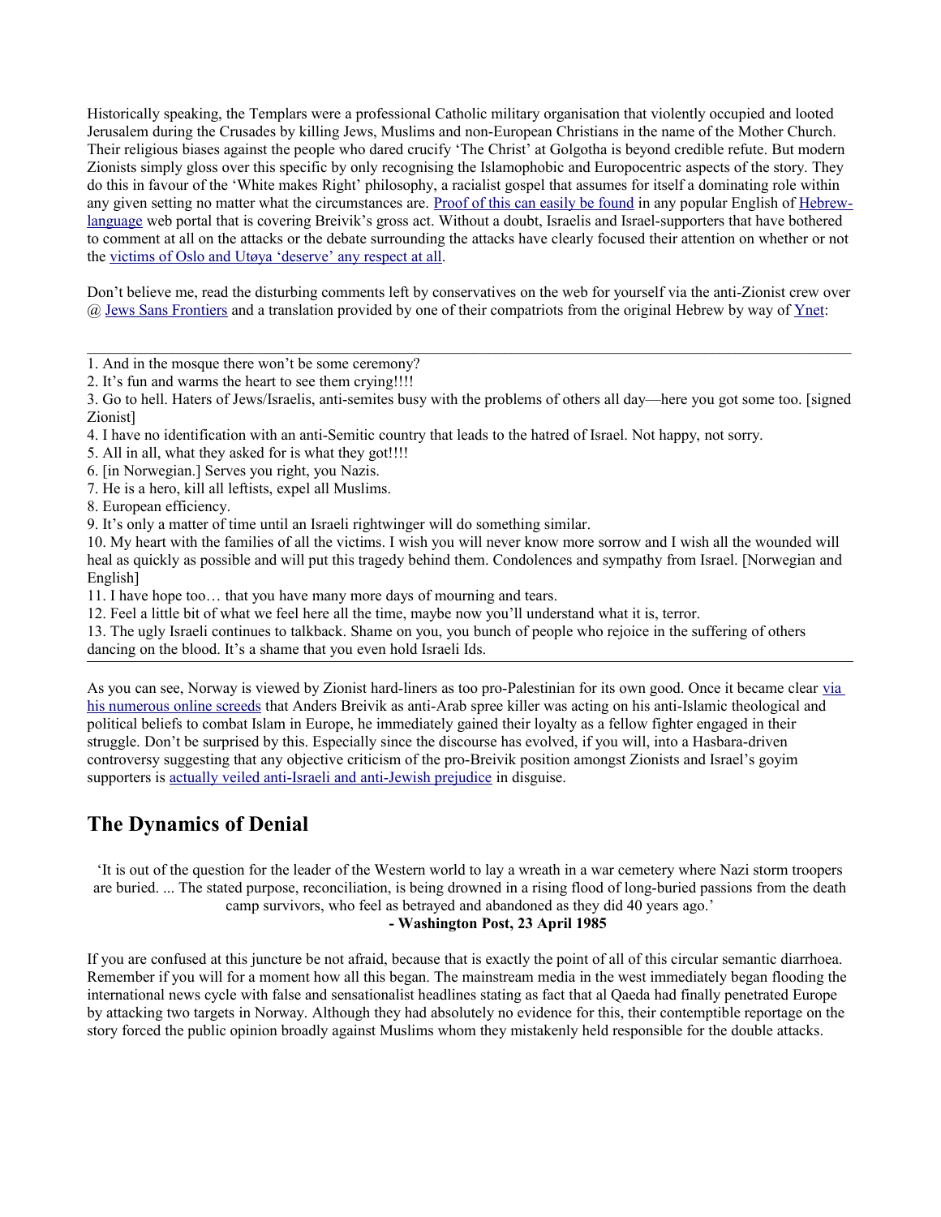Historically speaking, the Templars were a professional Catholic military organisation that violently occupied and looted Jerusalem during the Crusades by killing Jews, Muslims and non-European Christians in the name of the Mother Church. Their religious biases against the people who dared crucify 'The Christ' at Golgotha is beyond credible refute. But modern Zionists simply gloss over this specific by only recognising the Islamophobic and Europocentric aspects of the story. They do this in favour of the 'White makes Right' philosophy, a racialist gospel that assumes for itself a dominating role within any given setting no matter what the circumstances are. Proof of this can easily be found in any popular English of Hebrew-language web portal that is covering Breivik's gross act. Without a doubt, Israelis and Israel-supporters that have bothered to comment at all on the attacks or the debate surrounding the attacks have clearly focused their attention on whether or not the victims of Oslo and Utøya 'deserve' any respect at all.

Don't believe me, read the disturbing comments left by conservatives on the web for yourself via the anti-Zionist crew over @ Jews Sans Frontiers and a translation provided by one of their compatriots from the original Hebrew by way of Ynet:

---

1. And in the mosque there won't be some ceremony?
2. It's fun and warms the heart to see them crying!!!!
3. Go to hell. Haters of Jews/Israelis, anti-semites busy with the problems of others all day—here you got some too. [signed Zionist]
4. I have no identification with an anti-Semitic country that leads to the hatred of Israel. Not happy, not sorry.
5. All in all, what they asked for is what they got!!!!
6. [in Norwegian.] Serves you right, you Nazis.
7. He is a hero, kill all leftists, expel all Muslims.
8. European efficiency.
9. It's only a matter of time until an Israeli rightwinger will do something similar.
10. My heart with the families of all the victims. I wish you will never know more sorrow and I wish all the wounded will heal as quickly as possible and will put this tragedy behind them. Condolences and sympathy from Israel. [Norwegian and English]
11. I have hope too… that you have many more days of mourning and tears.
12. Feel a little bit of what we feel here all the time, maybe now you'll understand what it is, terror.
13. The ugly Israeli continues to talkback. Shame on you, you bunch of people who rejoice in the suffering of others dancing on the blood. It's a shame that you even hold Israeli Ids.

---

As you can see, Norway is viewed by Zionist hard-liners as too pro-Palestinian for its own good. Once it became clear via his numerous online screeds that Anders Breivik as anti-Arab spree killer was acting on his anti-Islamic theological and political beliefs to combat Islam in Europe, he immediately gained their loyalty as a fellow fighter engaged in their struggle. Don't be surprised by this. Especially since the discourse has evolved, if you will, into a Hasbara-driven controversy suggesting that any objective criticism of the pro-Breivik position amongst Zionists and Israel's goyim supporters is actually veiled anti-Israeli and anti-Jewish prejudice in disguise.

## The Dynamics of Denial

> 'It is out of the question for the leader of the Western world to lay a wreath in a war cemetery where Nazi storm troopers are buried. ... The stated purpose, reconciliation, is being drowned in a rising flood of long-buried passions from the death camp survivors, who feel as betrayed and abandoned as they did 40 years ago.'
>
> **- Washington Post, 23 April 1985**

If you are confused at this juncture be not afraid, because that is exactly the point of all of this circular semantic diarrhoea. Remember if you will for a moment how all this began. The mainstream media in the west immediately began flooding the international news cycle with false and sensationalist headlines stating as fact that al Qaeda had finally penetrated Europe by attacking two targets in Norway. Although they had absolutely no evidence for this, their contemptible reportage on the story forced the public opinion broadly against Muslims whom they mistakenly held responsible for the double attacks.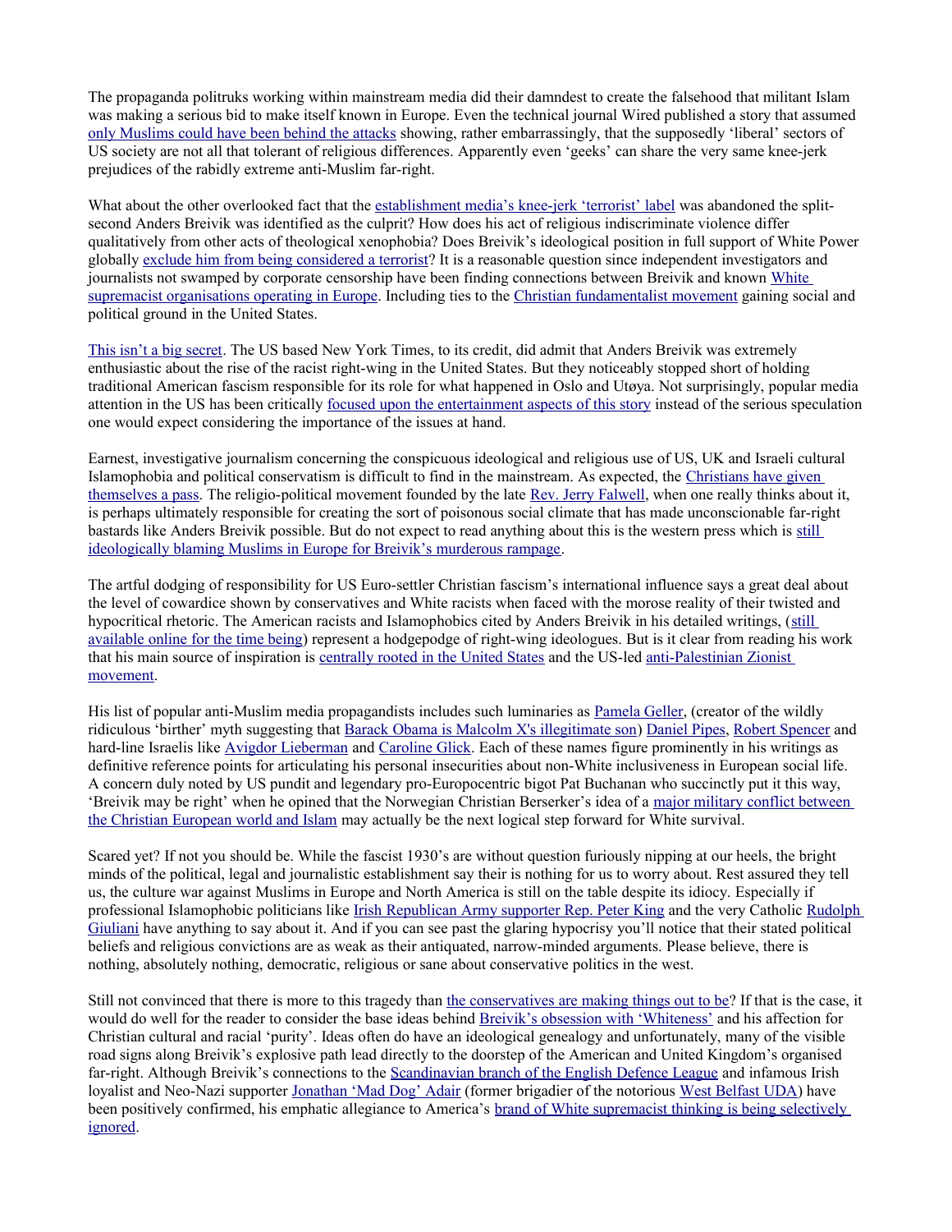The propaganda politruks working within mainstream media did their damndest to create the falsehood that militant Islam was making a serious bid to make itself known in Europe. Even the technical journal Wired published a story that assumed [only Muslims could have been behind the attacks] showing, rather embarrassingly, that the supposedly 'liberal' sectors of US society are not all that tolerant of religious differences. Apparently even 'geeks' can share the very same knee-jerk prejudices of the rabidly extreme anti-Muslim far-right.

What about the other overlooked fact that the [establishment media's knee-jerk 'terrorist' label] was abandoned the split-second Anders Breivik was identified as the culprit? How does his act of religious indiscriminate violence differ qualitatively from other acts of theological xenophobia? Does Breivik's ideological position in full support of White Power globally [exclude him from being considered a terrorist]? It is a reasonable question since independent investigators and journalists not swamped by corporate censorship have been finding connections between Breivik and known [White supremacist organisations operating in Europe]. Including ties to the [Christian fundamentalist movement] gaining social and political ground in the United States.

[This isn't a big secret]. The US based New York Times, to its credit, did admit that Anders Breivik was extremely enthusiastic about the rise of the racist right-wing in the United States. But they noticeably stopped short of holding traditional American fascism responsible for its role for what happened in Oslo and Utøya. Not surprisingly, popular media attention in the US has been critically [focused upon the entertainment aspects of this story] instead of the serious speculation one would expect considering the importance of the issues at hand.

Earnest, investigative journalism concerning the conspicuous ideological and religious use of US, UK and Israeli cultural Islamophobia and political conservatism is difficult to find in the mainstream. As expected, the [Christians have given themselves a pass]. The religio-political movement founded by the late [Rev. Jerry Falwell], when one really thinks about it, is perhaps ultimately responsible for creating the sort of poisonous social climate that has made unconscionable far-right bastards like Anders Breivik possible. But do not expect to read anything about this is the western press which is [still ideologically blaming Muslims in Europe for Breivik's murderous rampage].

The artful dodging of responsibility for US Euro-settler Christian fascism's international influence says a great deal about the level of cowardice shown by conservatives and White racists when faced with the morose reality of their twisted and hypocritical rhetoric. The American racists and Islamophobics cited by Anders Breivik in his detailed writings, ([still available online for the time being]) represent a hodgepodge of right-wing ideologues. But is it clear from reading his work that his main source of inspiration is [centrally rooted in the United States] and the US-led [anti-Palestinian Zionist movement].

His list of popular anti-Muslim media propagandists includes such luminaries as [Pamela Geller], (creator of the wildly ridiculous 'birther' myth suggesting that [Barack Obama is Malcolm X's illegitimate son]) [Daniel Pipes], [Robert Spencer] and hard-line Israelis like [Avigdor Lieberman] and [Caroline Glick]. Each of these names figure prominently in his writings as definitive reference points for articulating his personal insecurities about non-White inclusiveness in European social life. A concern duly noted by US pundit and legendary pro-Europocentric bigot Pat Buchanan who succinctly put it this way, 'Breivik may be right' when he opined that the Norwegian Christian Berserker's idea of a [major military conflict between the Christian European world and Islam] may actually be the next logical step forward for White survival.

Scared yet? If not you should be. While the fascist 1930's are without question furiously nipping at our heels, the bright minds of the political, legal and journalistic establishment say their is nothing for us to worry about. Rest assured they tell us, the culture war against Muslims in Europe and North America is still on the table despite its idiocy. Especially if professional Islamophobic politicians like [Irish Republican Army supporter Rep. Peter King] and the very Catholic [Rudolph Giuliani] have anything to say about it. And if you can see past the glaring hypocrisy you'll notice that their stated political beliefs and religious convictions are as weak as their antiquated, narrow-minded arguments. Please believe, there is nothing, absolutely nothing, democratic, religious or sane about conservative politics in the west.

Still not convinced that there is more to this tragedy than [the conservatives are making things out to be]? If that is the case, it would do well for the reader to consider the base ideas behind [Breivik's obsession with 'Whiteness'] and his affection for Christian cultural and racial 'purity'. Ideas often do have an ideological genealogy and unfortunately, many of the visible road signs along Breivik's explosive path lead directly to the doorstep of the American and United Kingdom's organised far-right. Although Breivik's connections to the [Scandinavian branch of the English Defence League] and infamous Irish loyalist and Neo-Nazi supporter [Jonathan 'Mad Dog' Adair] (former brigadier of the notorious [West Belfast UDA]) have been positively confirmed, his emphatic allegiance to America's [brand of White supremacist thinking is being selectively ignored].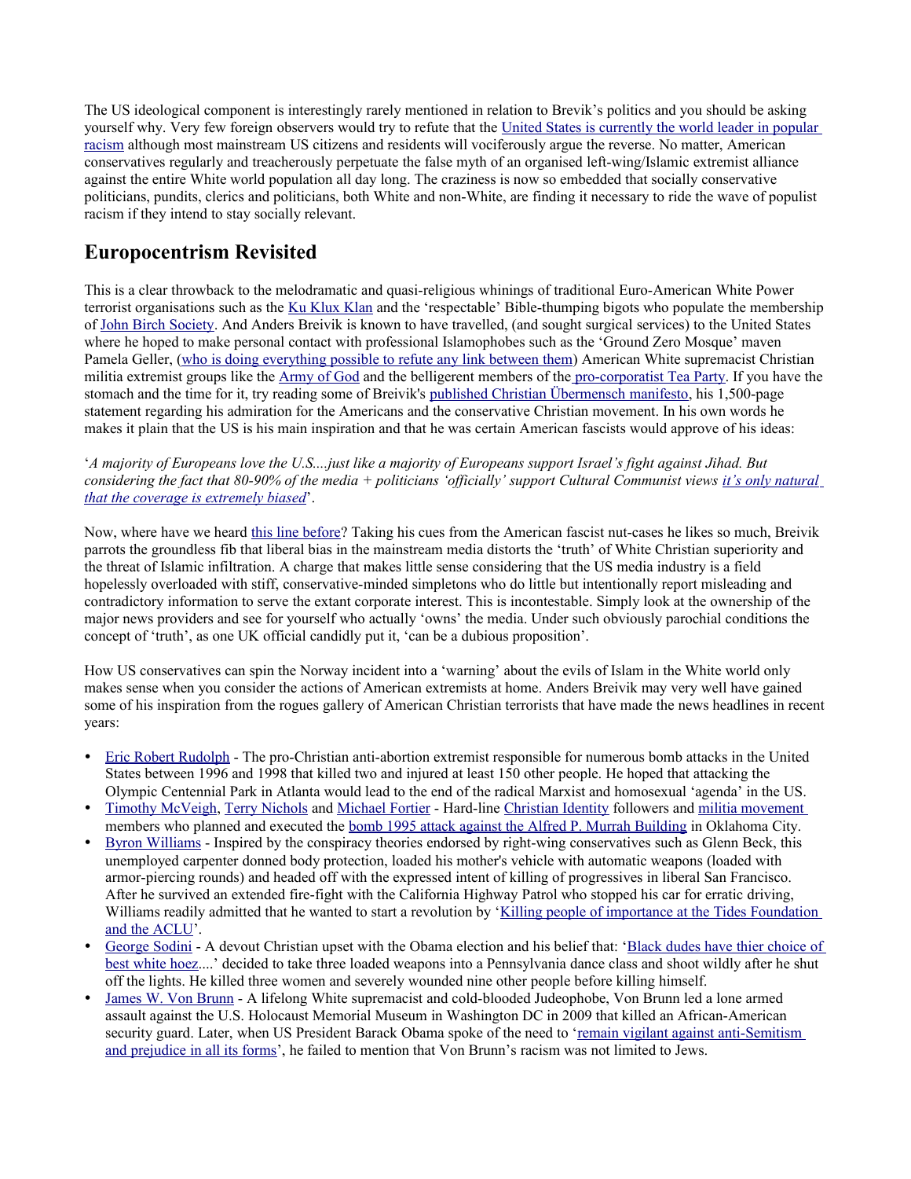The US ideological component is interestingly rarely mentioned in relation to Brevik's politics and you should be asking yourself why. Very few foreign observers would try to refute that the United States is currently the world leader in popular racism although most mainstream US citizens and residents will vociferously argue the reverse. No matter, American conservatives regularly and treacherously perpetuate the false myth of an organised left-wing/Islamic extremist alliance against the entire White world population all day long. The craziness is now so embedded that socially conservative politicians, pundits, clerics and politicians, both White and non-White, are finding it necessary to ride the wave of populist racism if they intend to stay socially relevant.

## Europocentrism Revisited

This is a clear throwback to the melodramatic and quasi-religious whinings of traditional Euro-American White Power terrorist organisations such as the Ku Klux Klan and the 'respectable' Bible-thumping bigots who populate the membership of John Birch Society. And Anders Breivik is known to have travelled, (and sought surgical services) to the United States where he hoped to make personal contact with professional Islamophobes such as the 'Ground Zero Mosque' maven Pamela Geller, (who is doing everything possible to refute any link between them) American White supremacist Christian militia extremist groups like the Army of God and the belligerent members of the pro-corporatist Tea Party. If you have the stomach and the time for it, try reading some of Breivik's published Christian Übermensch manifesto, his 1,500-page statement regarding his admiration for the Americans and the conservative Christian movement. In his own words he makes it plain that the US is his main inspiration and that he was certain American fascists would approve of his ideas:

'*A majority of Europeans love the U.S....just like a majority of Europeans support Israel's fight against Jihad. But considering the fact that 80-90% of the media + politicians 'officially' support Cultural Communist views it's only natural that the coverage is extremely biased*'.

Now, where have we heard this line before? Taking his cues from the American fascist nut-cases he likes so much, Breivik parrots the groundless fib that liberal bias in the mainstream media distorts the 'truth' of White Christian superiority and the threat of Islamic infiltration. A charge that makes little sense considering that the US media industry is a field hopelessly overloaded with stiff, conservative-minded simpletons who do little but intentionally report misleading and contradictory information to serve the extant corporate interest. This is incontestable. Simply look at the ownership of the major news providers and see for yourself who actually 'owns' the media. Under such obviously parochial conditions the concept of 'truth', as one UK official candidly put it, 'can be a dubious proposition'.

How US conservatives can spin the Norway incident into a 'warning' about the evils of Islam in the White world only makes sense when you consider the actions of American extremists at home. Anders Breivik may very well have gained some of his inspiration from the rogues gallery of American Christian terrorists that have made the news headlines in recent years:

- Eric Robert Rudolph - The pro-Christian anti-abortion extremist responsible for numerous bomb attacks in the United States between 1996 and 1998 that killed two and injured at least 150 other people. He hoped that attacking the Olympic Centennial Park in Atlanta would lead to the end of the radical Marxist and homosexual 'agenda' in the US.
- Timothy McVeigh, Terry Nichols and Michael Fortier - Hard-line Christian Identity followers and militia movement members who planned and executed the bomb 1995 attack against the Alfred P. Murrah Building in Oklahoma City.
- Byron Williams - Inspired by the conspiracy theories endorsed by right-wing conservatives such as Glenn Beck, this unemployed carpenter donned body protection, loaded his mother's vehicle with automatic weapons (loaded with armor-piercing rounds) and headed off with the expressed intent of killing of progressives in liberal San Francisco. After he survived an extended fire-fight with the California Highway Patrol who stopped his car for erratic driving, Williams readily admitted that he wanted to start a revolution by 'Killing people of importance at the Tides Foundation and the ACLU'.
- George Sodini - A devout Christian upset with the Obama election and his belief that: 'Black dudes have thier choice of best white hoez....' decided to take three loaded weapons into a Pennsylvania dance class and shoot wildly after he shut off the lights. He killed three women and severely wounded nine other people before killing himself.
- James W. Von Brunn - A lifelong White supremacist and cold-blooded Judeophobe, Von Brunn led a lone armed assault against the U.S. Holocaust Memorial Museum in Washington DC in 2009 that killed an African-American security guard. Later, when US President Barack Obama spoke of the need to 'remain vigilant against anti-Semitism and prejudice in all its forms', he failed to mention that Von Brunn's racism was not limited to Jews.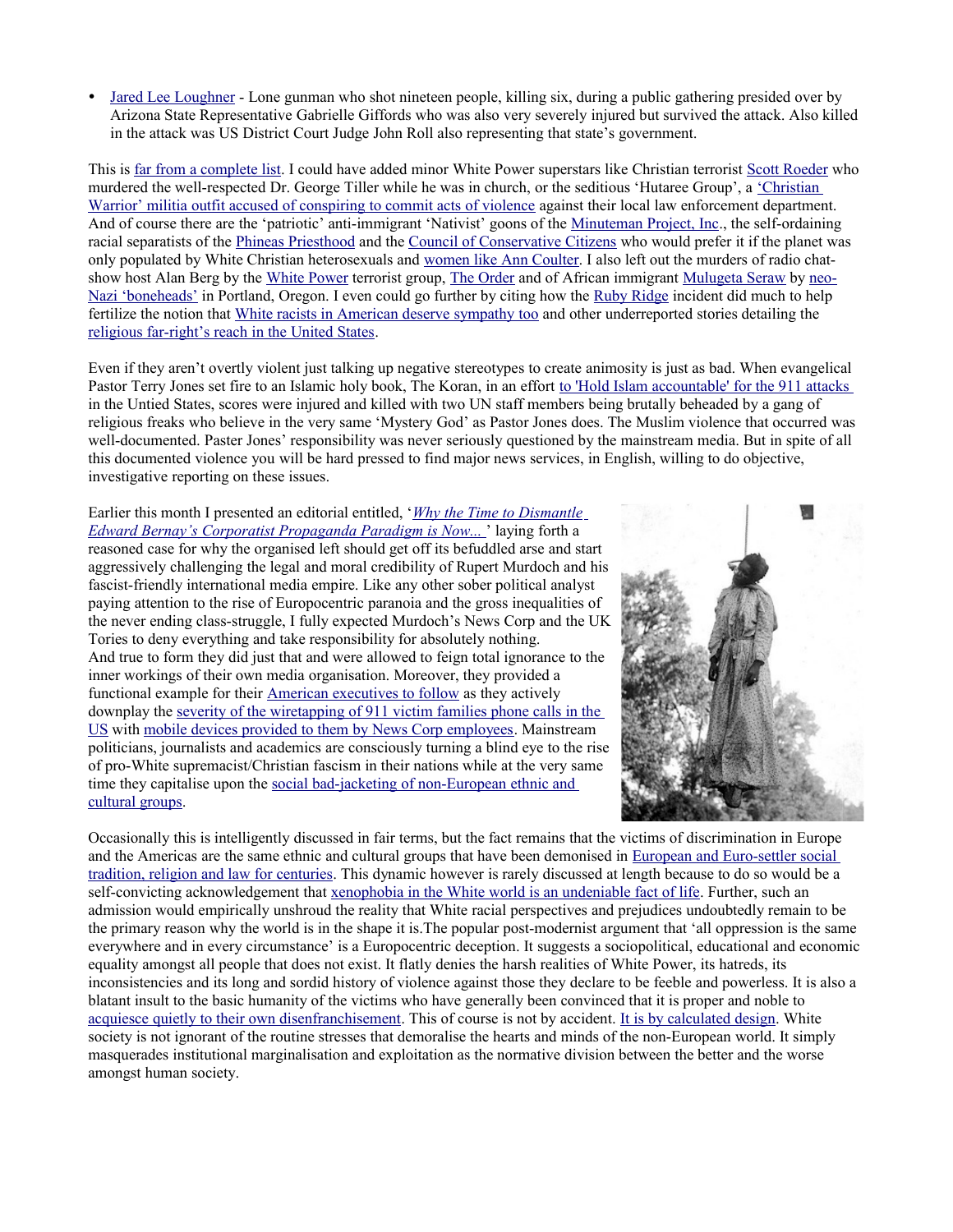- Jared Lee Loughner - Lone gunman who shot nineteen people, killing six, during a public gathering presided over by Arizona State Representative Gabrielle Giffords who was also very severely injured but survived the attack. Also killed in the attack was US District Court Judge John Roll also representing that state's government.

This is far from a complete list. I could have added minor White Power superstars like Christian terrorist Scott Roeder who murdered the well-respected Dr. George Tiller while he was in church, or the seditious 'Hutaree Group', a 'Christian Warrior' militia outfit accused of conspiring to commit acts of violence against their local law enforcement department. And of course there are the 'patriotic' anti-immigrant 'Nativist' goons of the Minuteman Project, Inc., the self-ordaining racial separatists of the Phineas Priesthood and the Council of Conservative Citizens who would prefer it if the planet was only populated by White Christian heterosexuals and women like Ann Coulter. I also left out the murders of radio chat-show host Alan Berg by the White Power terrorist group, The Order and of African immigrant Mulugeta Seraw by neo-Nazi 'boneheads' in Portland, Oregon. I even could go further by citing how the Ruby Ridge incident did much to help fertilize the notion that White racists in American deserve sympathy too and other underreported stories detailing the religious far-right's reach in the United States.

Even if they aren't overtly violent just talking up negative stereotypes to create animosity is just as bad. When evangelical Pastor Terry Jones set fire to an Islamic holy book, The Koran, in an effort to 'Hold Islam accountable' for the 911 attacks in the Untied States, scores were injured and killed with two UN staff members being brutally beheaded by a gang of religious freaks who believe in the very same 'Mystery God' as Pastor Jones does. The Muslim violence that occurred was well-documented. Paster Jones' responsibility was never seriously questioned by the mainstream media. But in spite of all this documented violence you will be hard pressed to find major news services, in English, willing to do objective, investigative reporting on these issues.

Earlier this month I presented an editorial entitled, '*Why the Time to Dismantle Edward Bernay's Corporatist Propaganda Paradigm is Now...*' laying forth a reasoned case for why the organised left should get off its befuddled arse and start aggressively challenging the legal and moral credibility of Rupert Murdoch and his fascist-friendly international media empire. Like any other sober political analyst paying attention to the rise of Europocentric paranoia and the gross inequalities of the never ending class-struggle, I fully expected Murdoch's News Corp and the UK Tories to deny everything and take responsibility for absolutely nothing. And true to form they did just that and were allowed to feign total ignorance to the inner workings of their own media organisation. Moreover, they provided a functional example for their American executives to follow as they actively downplay the severity of the wiretapping of 911 victim families phone calls in the US with mobile devices provided to them by News Corp employees. Mainstream politicians, journalists and academics are consciously turning a blind eye to the rise of pro-White supremacist/Christian fascism in their nations while at the very same time they capitalise upon the social bad-jacketing of non-European ethnic and cultural groups.

Occasionally this is intelligently discussed in fair terms, but the fact remains that the victims of discrimination in Europe and the Americas are the same ethnic and cultural groups that have been demonised in European and Euro-settler social tradition, religion and law for centuries. This dynamic however is rarely discussed at length because to do so would be a self-convicting acknowledgement that xenophobia in the White world is an undeniable fact of life. Further, such an admission would empirically unshroud the reality that White racial perspectives and prejudices undoubtedly remain to be the primary reason why the world is in the shape it is.The popular post-modernist argument that 'all oppression is the same everywhere and in every circumstance' is a Europocentric deception. It suggests a sociopolitical, educational and economic equality amongst all people that does not exist. It flatly denies the harsh realities of White Power, its hatreds, its inconsistencies and its long and sordid history of violence against those they declare to be feeble and powerless. It is also a blatant insult to the basic humanity of the victims who have generally been convinced that it is proper and noble to acquiesce quietly to their own disenfranchisement. This of course is not by accident. It is by calculated design. White society is not ignorant of the routine stresses that demoralise the hearts and minds of the non-European world. It simply masquerades institutional marginalisation and exploitation as the normative division between the better and the worse amongst human society.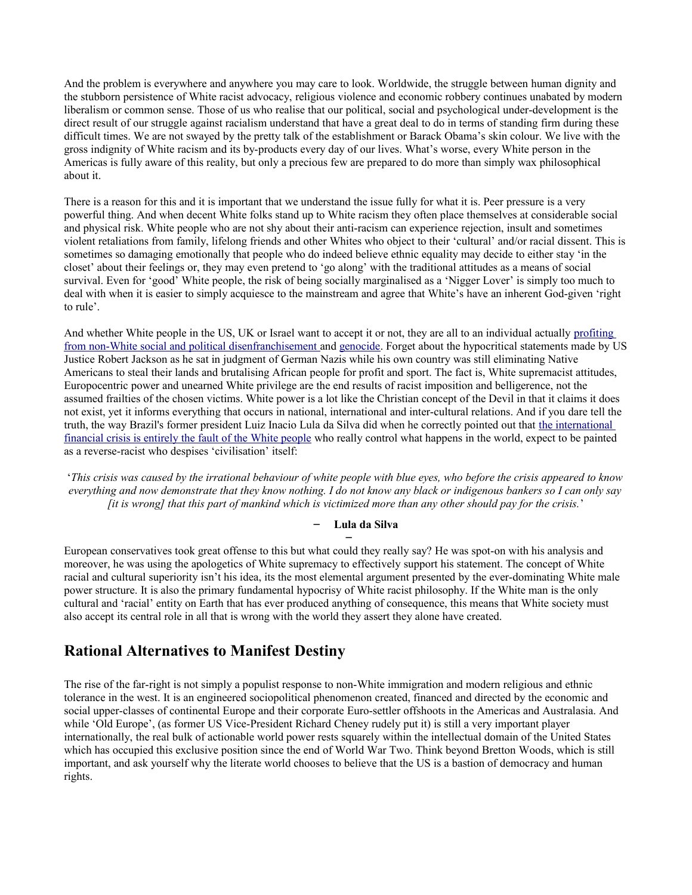And the problem is everywhere and anywhere you may care to look. Worldwide, the struggle between human dignity and the stubborn persistence of White racist advocacy, religious violence and economic robbery continues unabated by modern liberalism or common sense. Those of us who realise that our political, social and psychological under-development is the direct result of our struggle against racialism understand that have a great deal to do in terms of standing firm during these difficult times. We are not swayed by the pretty talk of the establishment or Barack Obama's skin colour. We live with the gross indignity of White racism and its by-products every day of our lives. What's worse, every White person in the Americas is fully aware of this reality, but only a precious few are prepared to do more than simply wax philosophical about it.

There is a reason for this and it is important that we understand the issue fully for what it is. Peer pressure is a very powerful thing. And when decent White folks stand up to White racism they often place themselves at considerable social and physical risk. White people who are not shy about their anti-racism can experience rejection, insult and sometimes violent retaliations from family, lifelong friends and other Whites who object to their 'cultural' and/or racial dissent. This is sometimes so damaging emotionally that people who do indeed believe ethnic equality may decide to either stay 'in the closet' about their feelings or, they may even pretend to 'go along' with the traditional attitudes as a means of social survival. Even for 'good' White people, the risk of being socially marginalised as a 'Nigger Lover' is simply too much to deal with when it is easier to simply acquiesce to the mainstream and agree that White's have an inherent God-given 'right to rule'.

And whether White people in the US, UK or Israel want to accept it or not, they are all to an individual actually profiting from non-White social and political disenfranchisement and genocide. Forget about the hypocritical statements made by US Justice Robert Jackson as he sat in judgment of German Nazis while his own country was still eliminating Native Americans to steal their lands and brutalising African people for profit and sport. The fact is, White supremacist attitudes, Europocentric power and unearned White privilege are the end results of racist imposition and belligerence, not the assumed frailties of the chosen victims. White power is a lot like the Christian concept of the Devil in that it claims it does not exist, yet it informs everything that occurs in national, international and inter-cultural relations. And if you dare tell the truth, the way Brazil's former president Luiz Inacio Lula da Silva did when he correctly pointed out that the international financial crisis is entirely the fault of the White people who really control what happens in the world, expect to be painted as a reverse-racist who despises 'civilisation' itself:

> '*This crisis was caused by the irrational behaviour of white people with blue eyes, who before the crisis appeared to know everything and now demonstrate that they know nothing. I do not know any black or indigenous bankers so I can only say [it is wrong] that this part of mankind which is victimized more than any other should pay for the crisis.*'
>
> – **Lula da Silva**

European conservatives took great offense to this but what could they really say? He was spot-on with his analysis and moreover, he was using the apologetics of White supremacy to effectively support his statement. The concept of White racial and cultural superiority isn't his idea, its the most elemental argument presented by the ever-dominating White male power structure. It is also the primary fundamental hypocrisy of White racist philosophy. If the White man is the only cultural and 'racial' entity on Earth that has ever produced anything of consequence, this means that White society must also accept its central role in all that is wrong with the world they assert they alone have created.

## Rational Alternatives to Manifest Destiny

The rise of the far-right is not simply a populist response to non-White immigration and modern religious and ethnic tolerance in the west. It is an engineered sociopolitical phenomenon created, financed and directed by the economic and social upper-classes of continental Europe and their corporate Euro-settler offshoots in the Americas and Australasia. And while 'Old Europe', (as former US Vice-President Richard Cheney rudely put it) is still a very important player internationally, the real bulk of actionable world power rests squarely within the intellectual domain of the United States which has occupied this exclusive position since the end of World War Two. Think beyond Bretton Woods, which is still important, and ask yourself why the literate world chooses to believe that the US is a bastion of democracy and human rights.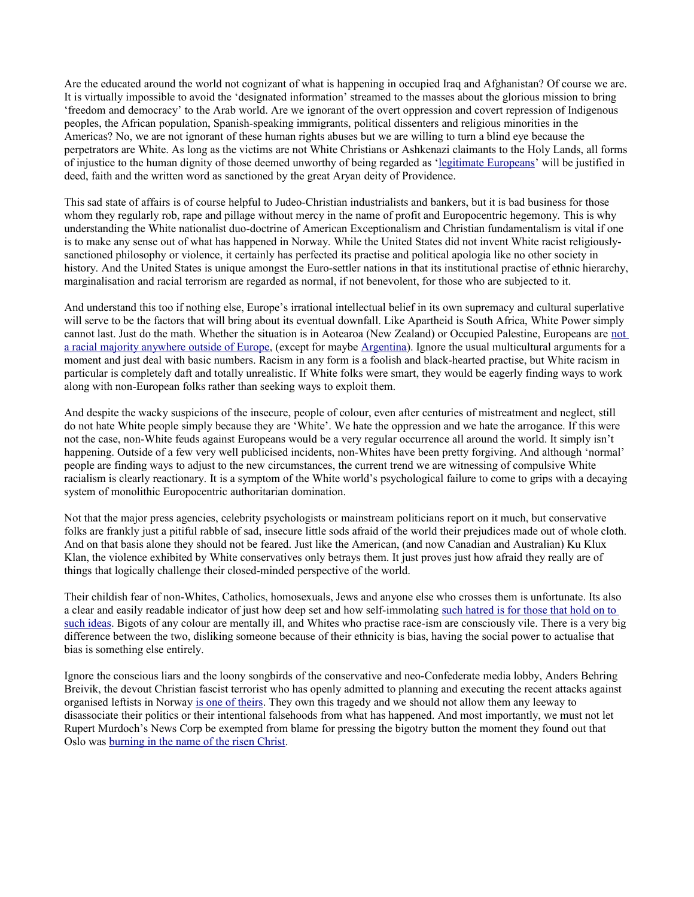Are the educated around the world not cognizant of what is happening in occupied Iraq and Afghanistan? Of course we are. It is virtually impossible to avoid the 'designated information' streamed to the masses about the glorious mission to bring 'freedom and democracy' to the Arab world. Are we ignorant of the overt oppression and covert repression of Indigenous peoples, the African population, Spanish-speaking immigrants, political dissenters and religious minorities in the Americas? No, we are not ignorant of these human rights abuses but we are willing to turn a blind eye because the perpetrators are White. As long as the victims are not White Christians or Ashkenazi claimants to the Holy Lands, all forms of injustice to the human dignity of those deemed unworthy of being regarded as '[legitimate Europeans](#)' will be justified in deed, faith and the written word as sanctioned by the great Aryan deity of Providence.

This sad state of affairs is of course helpful to Judeo-Christian industrialists and bankers, but it is bad business for those whom they regularly rob, rape and pillage without mercy in the name of profit and Europocentric hegemony. This is why understanding the White nationalist duo-doctrine of American Exceptionalism and Christian fundamentalism is vital if one is to make any sense out of what has happened in Norway. While the United States did not invent White racist religiously-sanctioned philosophy or violence, it certainly has perfected its practise and political apologia like no other society in history. And the United States is unique amongst the Euro-settler nations in that its institutional practise of ethnic hierarchy, marginalisation and racial terrorism are regarded as normal, if not benevolent, for those who are subjected to it.

And understand this too if nothing else, Europe's irrational intellectual belief in its own supremacy and cultural superlative will serve to be the factors that will bring about its eventual downfall. Like Apartheid is South Africa, White Power simply cannot last. Just do the math. Whether the situation is in Aotearoa (New Zealand) or Occupied Palestine, Europeans are [not a racial majority anywhere outside of Europe](#), (except for maybe [Argentina](#)). Ignore the usual multicultural arguments for a moment and just deal with basic numbers. Racism in any form is a foolish and black-hearted practise, but White racism in particular is completely daft and totally unrealistic. If White folks were smart, they would be eagerly finding ways to work along with non-European folks rather than seeking ways to exploit them.

And despite the wacky suspicions of the insecure, people of colour, even after centuries of mistreatment and neglect, still do not hate White people simply because they are 'White'. We hate the oppression and we hate the arrogance. If this were not the case, non-White feuds against Europeans would be a very regular occurrence all around the world. It simply isn't happening. Outside of a few very well publicised incidents, non-Whites have been pretty forgiving. And although 'normal' people are finding ways to adjust to the new circumstances, the current trend we are witnessing of compulsive White racialism is clearly reactionary. It is a symptom of the White world's psychological failure to come to grips with a decaying system of monolithic Europocentric authoritarian domination.

Not that the major press agencies, celebrity psychologists or mainstream politicians report on it much, but conservative folks are frankly just a pitiful rabble of sad, insecure little sods afraid of the world their prejudices made out of whole cloth. And on that basis alone they should not be feared. Just like the American, (and now Canadian and Australian) Ku Klux Klan, the violence exhibited by White conservatives only betrays them. It just proves just how afraid they really are of things that logically challenge their closed-minded perspective of the world.

Their childish fear of non-Whites, Catholics, homosexuals, Jews and anyone else who crosses them is unfortunate. Its also a clear and easily readable indicator of just how deep set and how self-immolating [such hatred is for those that hold on to such ideas](#). Bigots of any colour are mentally ill, and Whites who practise race-ism are consciously vile. There is a very big difference between the two, disliking someone because of their ethnicity is bias, having the social power to actualise that bias is something else entirely.

Ignore the conscious liars and the loony songbirds of the conservative and neo-Confederate media lobby, Anders Behring Breivik, the devout Christian fascist terrorist who has openly admitted to planning and executing the recent attacks against organised leftists in Norway [is one of theirs](#). They own this tragedy and we should not allow them any leeway to disassociate their politics or their intentional falsehoods from what has happened. And most importantly, we must not let Rupert Murdoch's News Corp be exempted from blame for pressing the bigotry button the moment they found out that Oslo was [burning in the name of the risen Christ](#).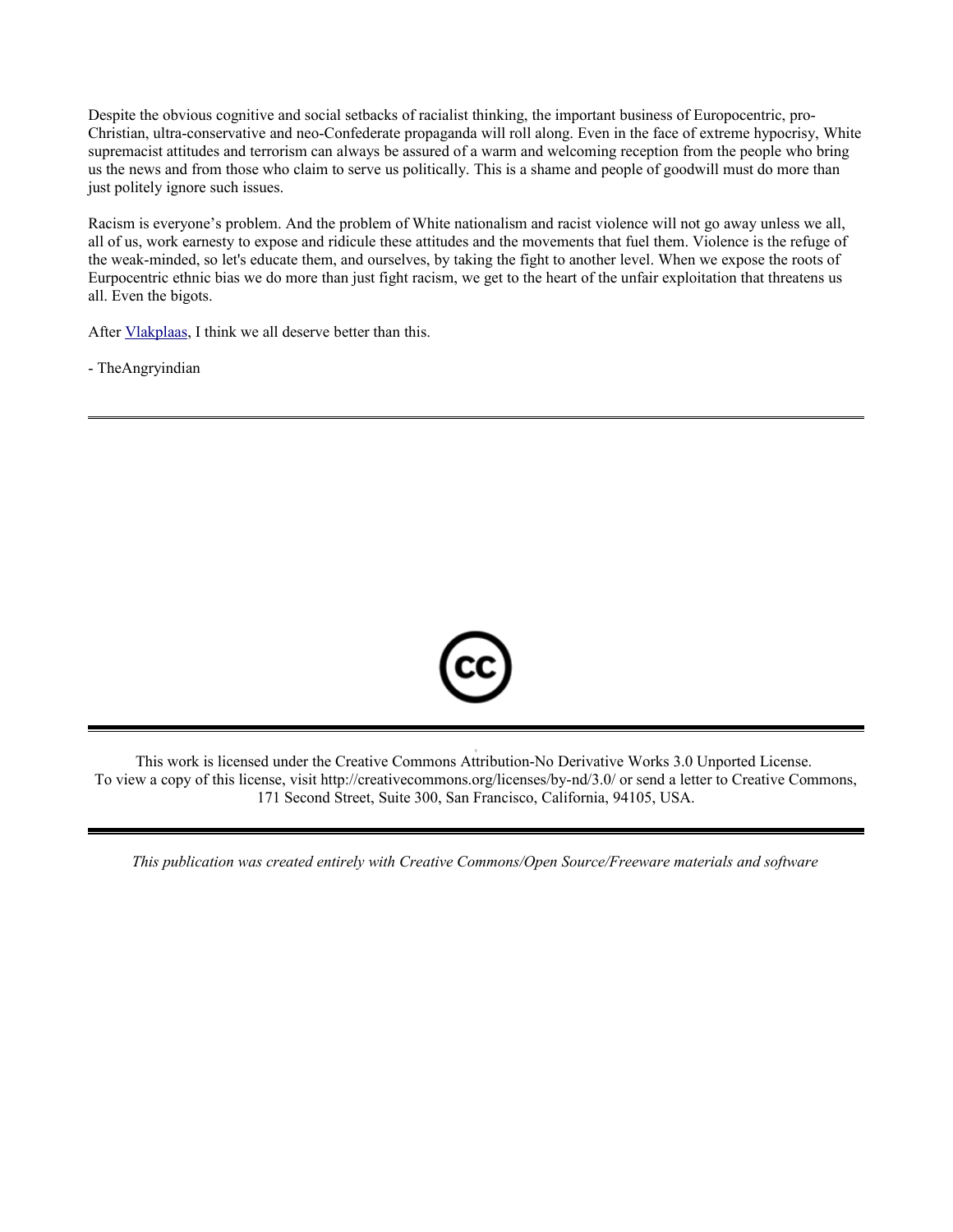Despite the obvious cognitive and social setbacks of racialist thinking, the important business of Europocentric, pro-Christian, ultra-conservative and neo-Confederate propaganda will roll along. Even in the face of extreme hypocrisy, White supremacist attitudes and terrorism can always be assured of a warm and welcoming reception from the people who bring us the news and from those who claim to serve us politically. This is a shame and people of goodwill must do more than just politely ignore such issues.

Racism is everyone's problem. And the problem of White nationalism and racist violence will not go away unless we all, all of us, work earnesty to expose and ridicule these attitudes and the movements that fuel them. Violence is the refuge of the weak-minded, so let's educate them, and ourselves, by taking the fight to another level. When we expose the roots of Eurpocentric ethnic bias we do more than just fight racism, we get to the heart of the unfair exploitation that threatens us all. Even the bigots.

After Vlakplaas, I think we all deserve better than this.

- TheAngryindian

---

This work is licensed under the Creative Commons Attribution-No Derivative Works 3.0 Unported License.
To view a copy of this license, visit http://creativecommons.org/licenses/by-nd/3.0/ or send a letter to Creative Commons, 171 Second Street, Suite 300, San Francisco, California, 94105, USA.

---

*This publication was created entirely with Creative Commons/Open Source/Freeware materials and software*